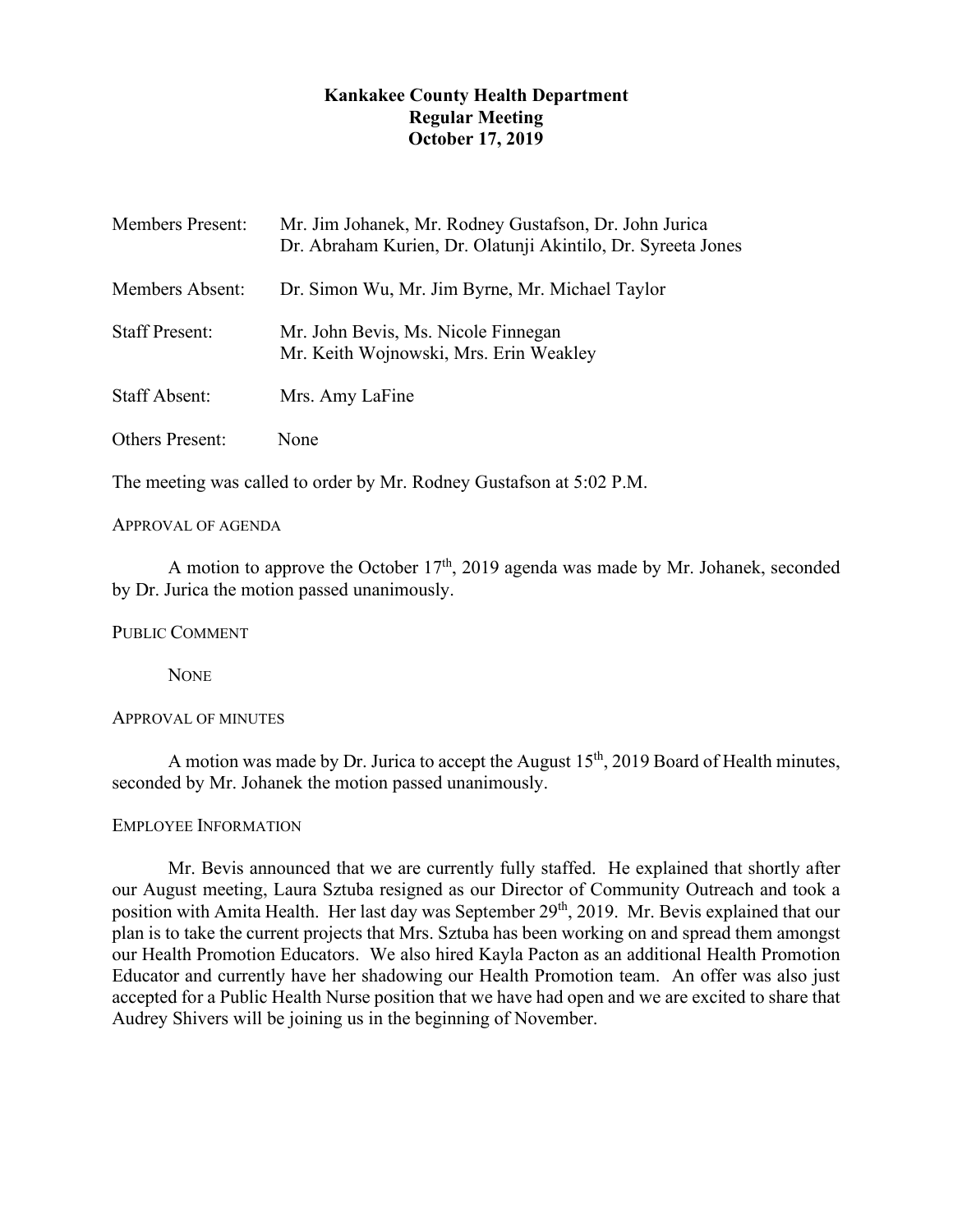**Kankakee County Health Department**
**Regular Meeting**
**October 17, 2019**

Members Present: Mr. Jim Johanek, Mr. Rodney Gustafson, Dr. John Jurica
Dr. Abraham Kurien, Dr. Olatunji Akintilo, Dr. Syreeta Jones

Members Absent: Dr. Simon Wu, Mr. Jim Byrne, Mr. Michael Taylor

Staff Present: Mr. John Bevis, Ms. Nicole Finnegan
Mr. Keith Wojnowski, Mrs. Erin Weakley

Staff Absent: Mrs. Amy LaFine

Others Present: None

The meeting was called to order by Mr. Rodney Gustafson at 5:02 P.M.

APPROVAL OF AGENDA

A motion to approve the October 17th, 2019 agenda was made by Mr. Johanek, seconded by Dr. Jurica the motion passed unanimously.

PUBLIC COMMENT

NONE

APPROVAL OF MINUTES

A motion was made by Dr. Jurica to accept the August 15th, 2019 Board of Health minutes, seconded by Mr. Johanek the motion passed unanimously.

EMPLOYEE INFORMATION

Mr. Bevis announced that we are currently fully staffed. He explained that shortly after our August meeting, Laura Sztuba resigned as our Director of Community Outreach and took a position with Amita Health. Her last day was September 29th, 2019. Mr. Bevis explained that our plan is to take the current projects that Mrs. Sztuba has been working on and spread them amongst our Health Promotion Educators. We also hired Kayla Pacton as an additional Health Promotion Educator and currently have her shadowing our Health Promotion team. An offer was also just accepted for a Public Health Nurse position that we have had open and we are excited to share that Audrey Shivers will be joining us in the beginning of November.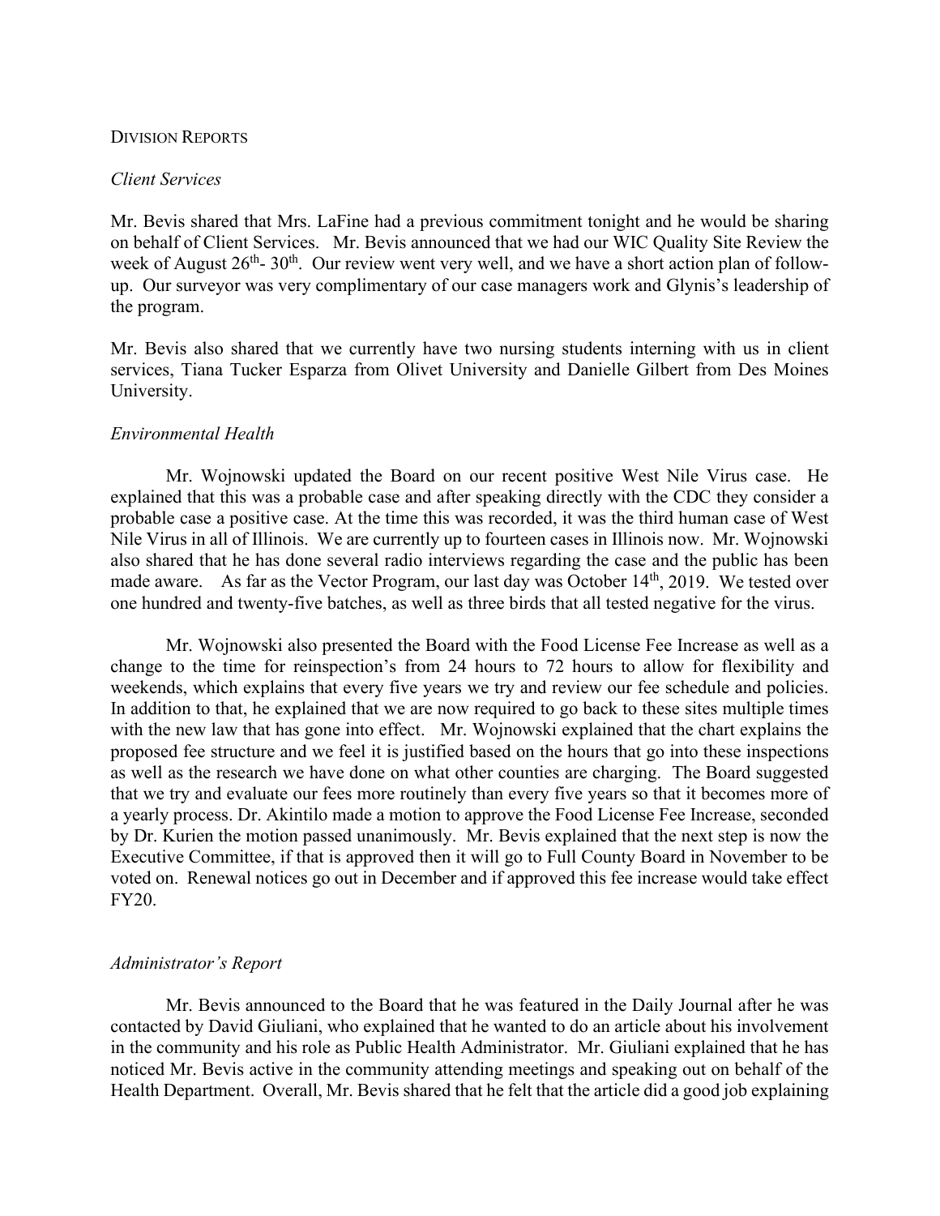## Division Reports

### *Client Services*

Mr. Bevis shared that Mrs. LaFine had a previous commitment tonight and he would be sharing on behalf of Client Services. Mr. Bevis announced that we had our WIC Quality Site Review the week of August 26th- 30th. Our review went very well, and we have a short action plan of follow-up. Our surveyor was very complimentary of our case managers work and Glynis's leadership of the program.

Mr. Bevis also shared that we currently have two nursing students interning with us in client services, Tiana Tucker Esparza from Olivet University and Danielle Gilbert from Des Moines University.

### *Environmental Health*

Mr. Wojnowski updated the Board on our recent positive West Nile Virus case. He explained that this was a probable case and after speaking directly with the CDC they consider a probable case a positive case. At the time this was recorded, it was the third human case of West Nile Virus in all of Illinois. We are currently up to fourteen cases in Illinois now. Mr. Wojnowski also shared that he has done several radio interviews regarding the case and the public has been made aware. As far as the Vector Program, our last day was October 14th, 2019. We tested over one hundred and twenty-five batches, as well as three birds that all tested negative for the virus.

Mr. Wojnowski also presented the Board with the Food License Fee Increase as well as a change to the time for reinspection's from 24 hours to 72 hours to allow for flexibility and weekends, which explains that every five years we try and review our fee schedule and policies. In addition to that, he explained that we are now required to go back to these sites multiple times with the new law that has gone into effect. Mr. Wojnowski explained that the chart explains the proposed fee structure and we feel it is justified based on the hours that go into these inspections as well as the research we have done on what other counties are charging. The Board suggested that we try and evaluate our fees more routinely than every five years so that it becomes more of a yearly process. Dr. Akintilo made a motion to approve the Food License Fee Increase, seconded by Dr. Kurien the motion passed unanimously. Mr. Bevis explained that the next step is now the Executive Committee, if that is approved then it will go to Full County Board in November to be voted on. Renewal notices go out in December and if approved this fee increase would take effect FY20.

### *Administrator's Report*

Mr. Bevis announced to the Board that he was featured in the Daily Journal after he was contacted by David Giuliani, who explained that he wanted to do an article about his involvement in the community and his role as Public Health Administrator. Mr. Giuliani explained that he has noticed Mr. Bevis active in the community attending meetings and speaking out on behalf of the Health Department. Overall, Mr. Bevis shared that he felt that the article did a good job explaining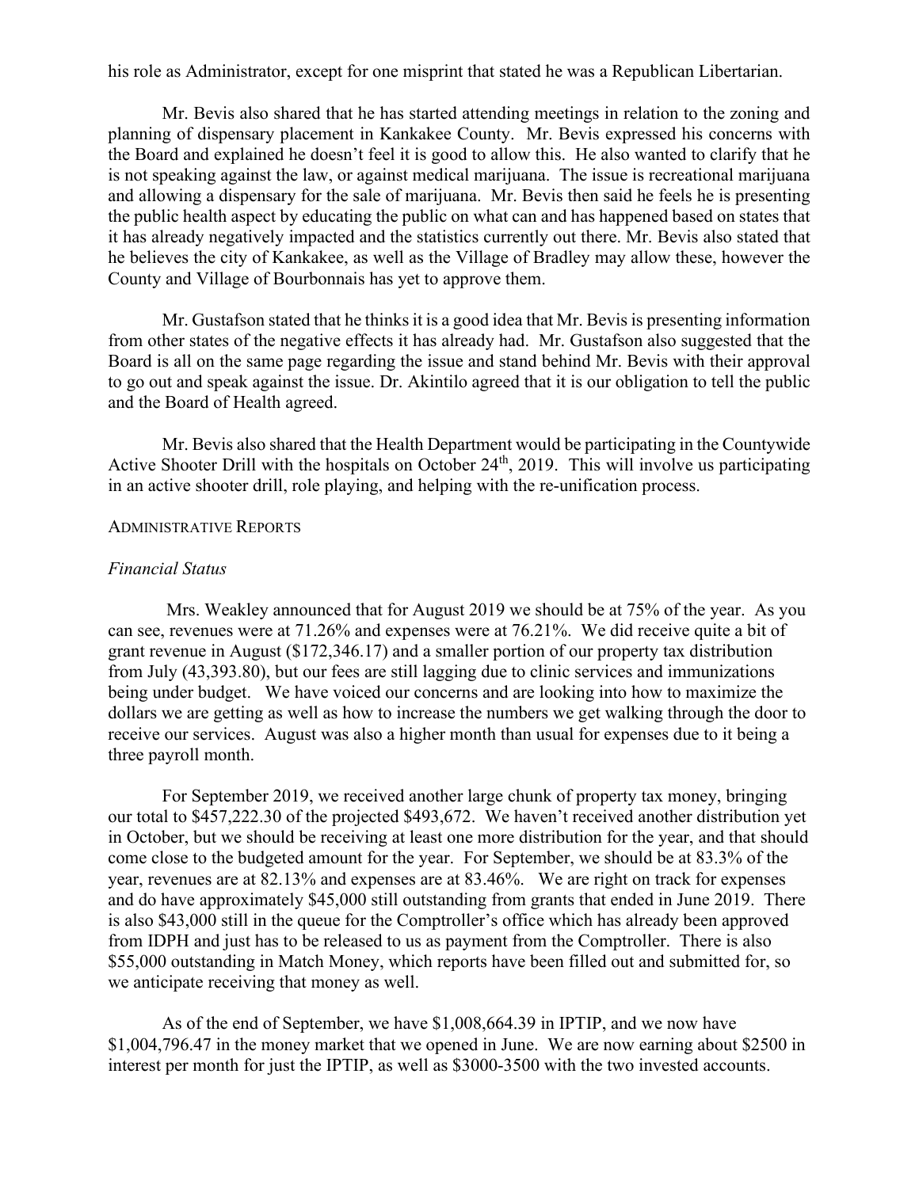his role as Administrator, except for one misprint that stated he was a Republican Libertarian.

Mr. Bevis also shared that he has started attending meetings in relation to the zoning and planning of dispensary placement in Kankakee County. Mr. Bevis expressed his concerns with the Board and explained he doesn't feel it is good to allow this. He also wanted to clarify that he is not speaking against the law, or against medical marijuana. The issue is recreational marijuana and allowing a dispensary for the sale of marijuana. Mr. Bevis then said he feels he is presenting the public health aspect by educating the public on what can and has happened based on states that it has already negatively impacted and the statistics currently out there. Mr. Bevis also stated that he believes the city of Kankakee, as well as the Village of Bradley may allow these, however the County and Village of Bourbonnais has yet to approve them.

Mr. Gustafson stated that he thinks it is a good idea that Mr. Bevis is presenting information from other states of the negative effects it has already had. Mr. Gustafson also suggested that the Board is all on the same page regarding the issue and stand behind Mr. Bevis with their approval to go out and speak against the issue. Dr. Akintilo agreed that it is our obligation to tell the public and the Board of Health agreed.

Mr. Bevis also shared that the Health Department would be participating in the Countywide Active Shooter Drill with the hospitals on October 24th, 2019. This will involve us participating in an active shooter drill, role playing, and helping with the re-unification process.

## ADMINISTRATIVE REPORTS

### *Financial Status*

Mrs. Weakley announced that for August 2019 we should be at 75% of the year. As you can see, revenues were at 71.26% and expenses were at 76.21%. We did receive quite a bit of grant revenue in August ($172,346.17) and a smaller portion of our property tax distribution from July (43,393.80), but our fees are still lagging due to clinic services and immunizations being under budget. We have voiced our concerns and are looking into how to maximize the dollars we are getting as well as how to increase the numbers we get walking through the door to receive our services. August was also a higher month than usual for expenses due to it being a three payroll month.

For September 2019, we received another large chunk of property tax money, bringing our total to $457,222.30 of the projected $493,672. We haven't received another distribution yet in October, but we should be receiving at least one more distribution for the year, and that should come close to the budgeted amount for the year. For September, we should be at 83.3% of the year, revenues are at 82.13% and expenses are at 83.46%. We are right on track for expenses and do have approximately $45,000 still outstanding from grants that ended in June 2019. There is also $43,000 still in the queue for the Comptroller's office which has already been approved from IDPH and just has to be released to us as payment from the Comptroller. There is also $55,000 outstanding in Match Money, which reports have been filled out and submitted for, so we anticipate receiving that money as well.

As of the end of September, we have $1,008,664.39 in IPTIP, and we now have $1,004,796.47 in the money market that we opened in June. We are now earning about $2500 in interest per month for just the IPTIP, as well as $3000-3500 with the two invested accounts.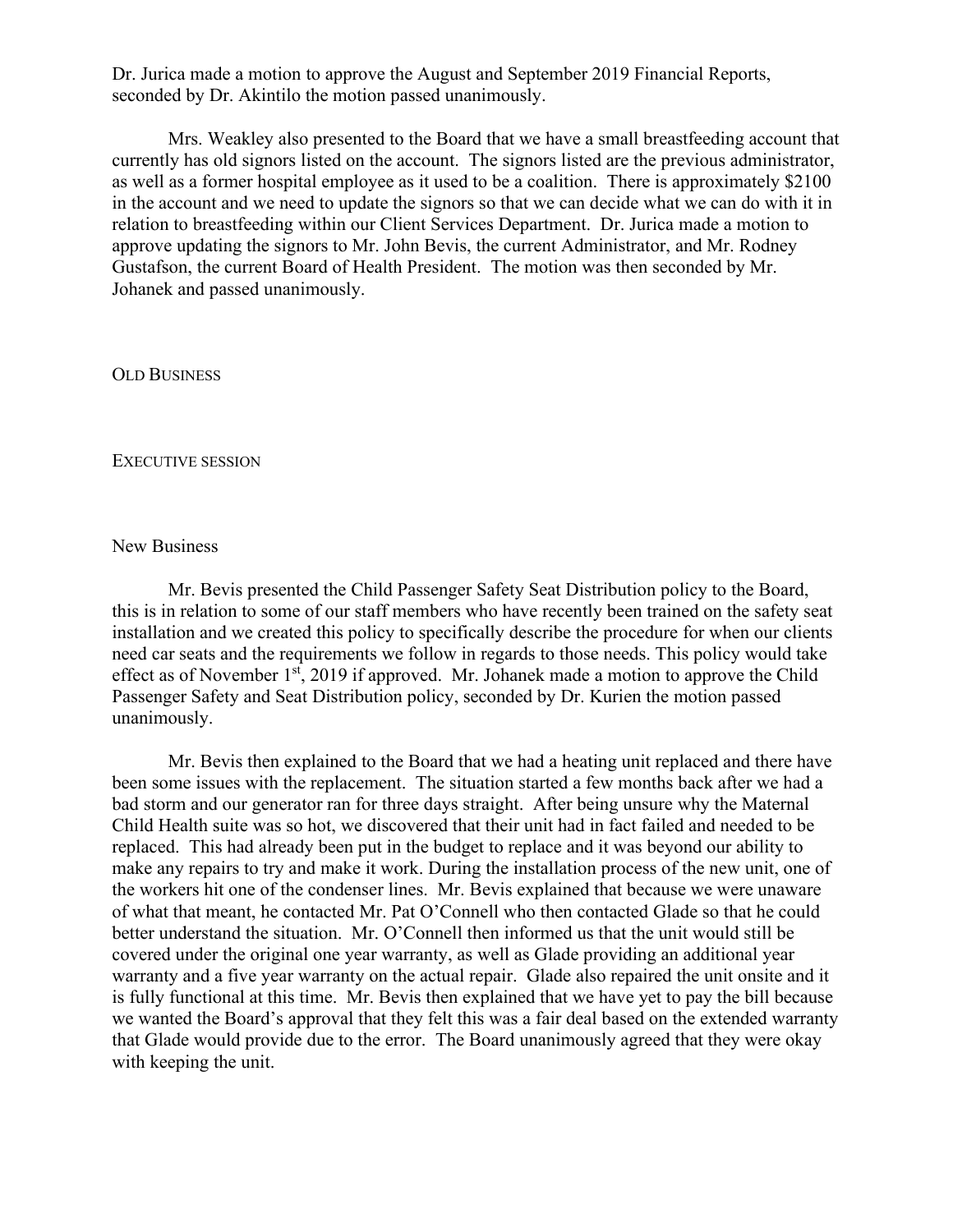Dr. Jurica made a motion to approve the August and September 2019 Financial Reports, seconded by Dr. Akintilo the motion passed unanimously.

Mrs. Weakley also presented to the Board that we have a small breastfeeding account that currently has old signors listed on the account. The signors listed are the previous administrator, as well as a former hospital employee as it used to be a coalition. There is approximately $2100 in the account and we need to update the signors so that we can decide what we can do with it in relation to breastfeeding within our Client Services Department. Dr. Jurica made a motion to approve updating the signors to Mr. John Bevis, the current Administrator, and Mr. Rodney Gustafson, the current Board of Health President. The motion was then seconded by Mr. Johanek and passed unanimously.

## OLD BUSINESS

## EXECUTIVE SESSION

## New Business

Mr. Bevis presented the Child Passenger Safety Seat Distribution policy to the Board, this is in relation to some of our staff members who have recently been trained on the safety seat installation and we created this policy to specifically describe the procedure for when our clients need car seats and the requirements we follow in regards to those needs. This policy would take effect as of November 1st, 2019 if approved. Mr. Johanek made a motion to approve the Child Passenger Safety and Seat Distribution policy, seconded by Dr. Kurien the motion passed unanimously.

Mr. Bevis then explained to the Board that we had a heating unit replaced and there have been some issues with the replacement. The situation started a few months back after we had a bad storm and our generator ran for three days straight. After being unsure why the Maternal Child Health suite was so hot, we discovered that their unit had in fact failed and needed to be replaced. This had already been put in the budget to replace and it was beyond our ability to make any repairs to try and make it work. During the installation process of the new unit, one of the workers hit one of the condenser lines. Mr. Bevis explained that because we were unaware of what that meant, he contacted Mr. Pat O'Connell who then contacted Glade so that he could better understand the situation. Mr. O'Connell then informed us that the unit would still be covered under the original one year warranty, as well as Glade providing an additional year warranty and a five year warranty on the actual repair. Glade also repaired the unit onsite and it is fully functional at this time. Mr. Bevis then explained that we have yet to pay the bill because we wanted the Board's approval that they felt this was a fair deal based on the extended warranty that Glade would provide due to the error. The Board unanimously agreed that they were okay with keeping the unit.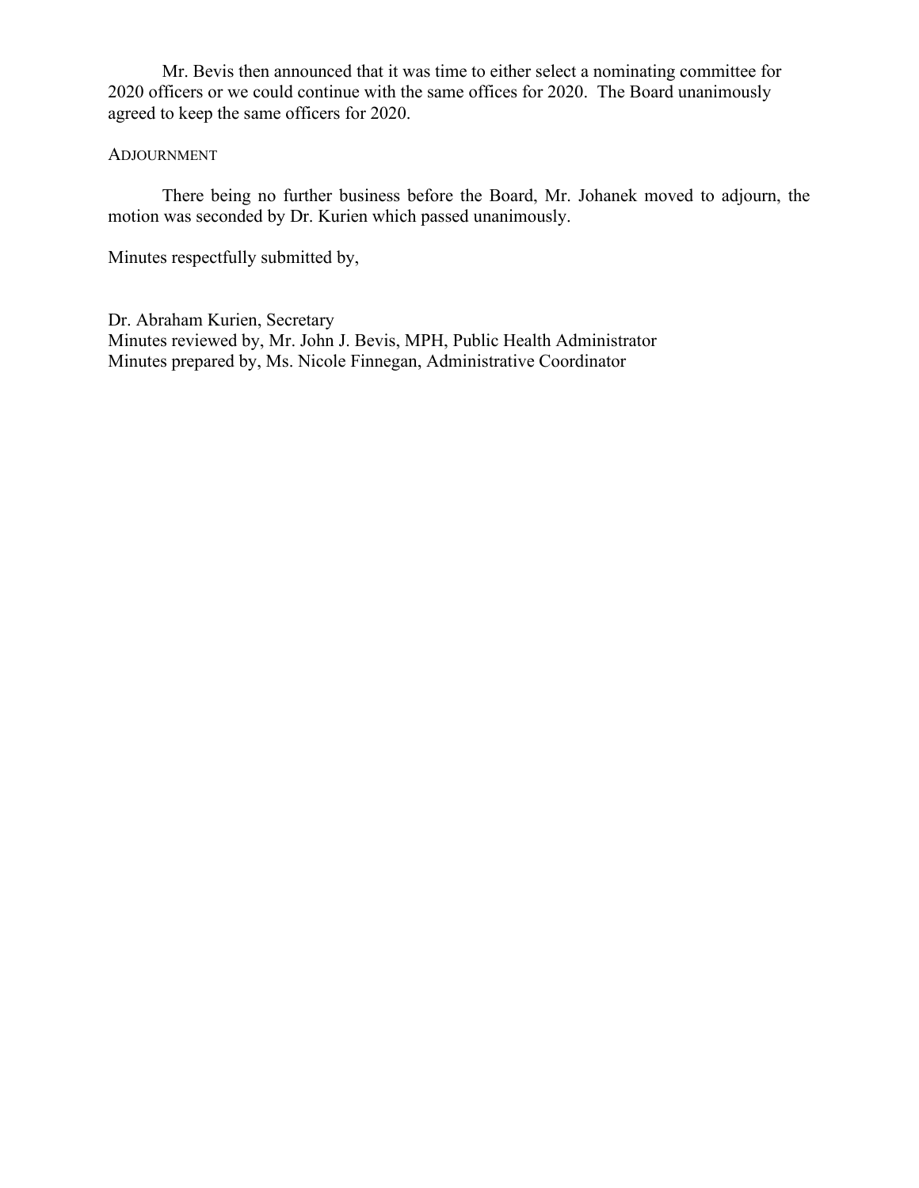Mr. Bevis then announced that it was time to either select a nominating committee for 2020 officers or we could continue with the same offices for 2020. The Board unanimously agreed to keep the same officers for 2020.

## Adjournment

There being no further business before the Board, Mr. Johanek moved to adjourn, the motion was seconded by Dr. Kurien which passed unanimously.

Minutes respectfully submitted by,

Dr. Abraham Kurien, Secretary
Minutes reviewed by, Mr. John J. Bevis, MPH, Public Health Administrator
Minutes prepared by, Ms. Nicole Finnegan, Administrative Coordinator